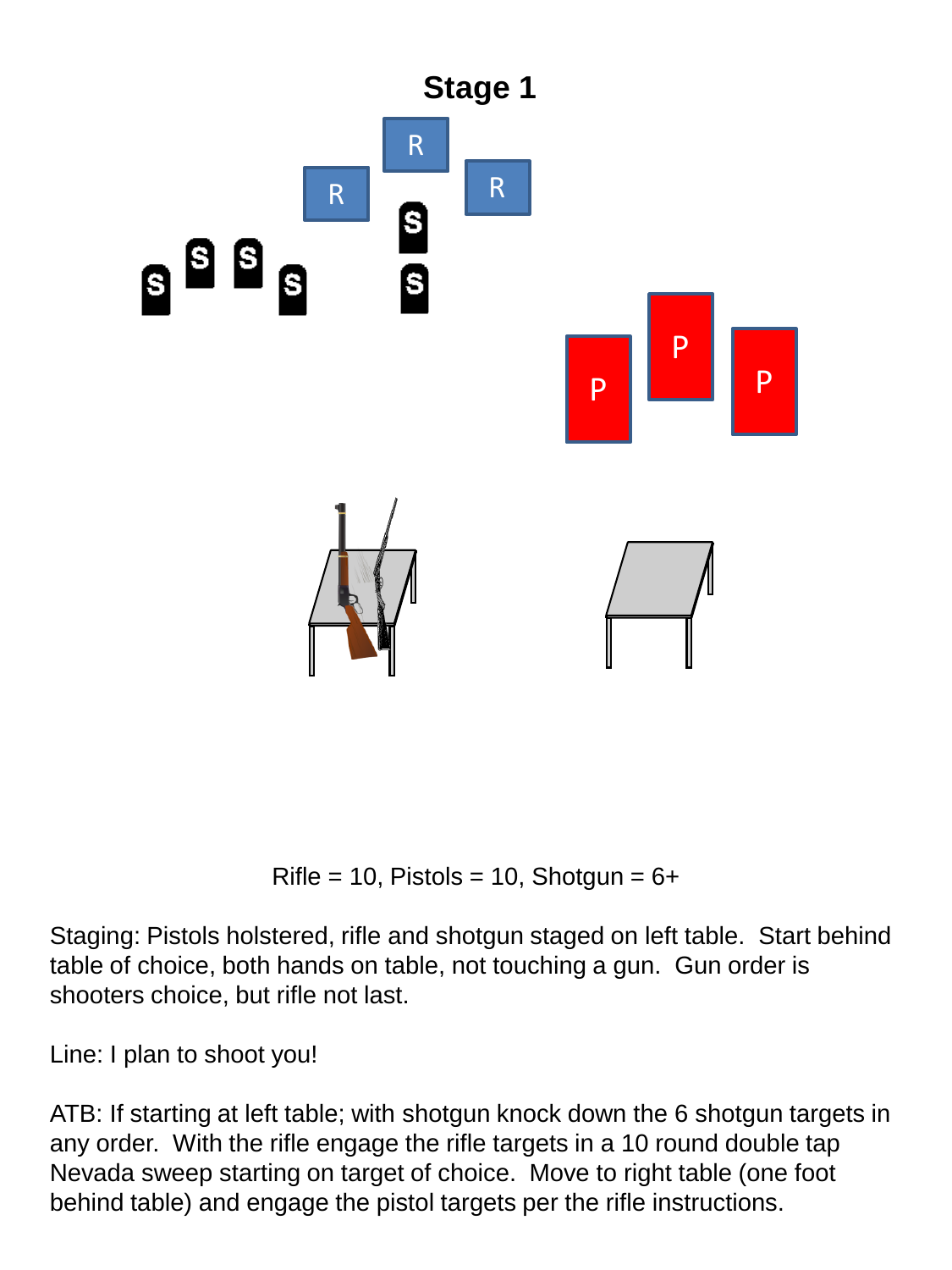# Stage 1

Rifle = 10, Pistols = 10, Shotgun = 6+

Staging: Pistols holstered, rifle and shotgun staged on left table. Start behind table of choice, both hands on table, not touching a gun. Gun order is shooters choice, but rifle not last.

Line: I plan to shoot you!

ATB: If starting at left table; with shotgun knock down the 6 shotgun targets in any order. With the rifle engage the rifle targets in a 10 round double tap Nevada sweep starting on target of choice. Move to right table (one foot behind table) and engage the pistol targets per the rifle instructions.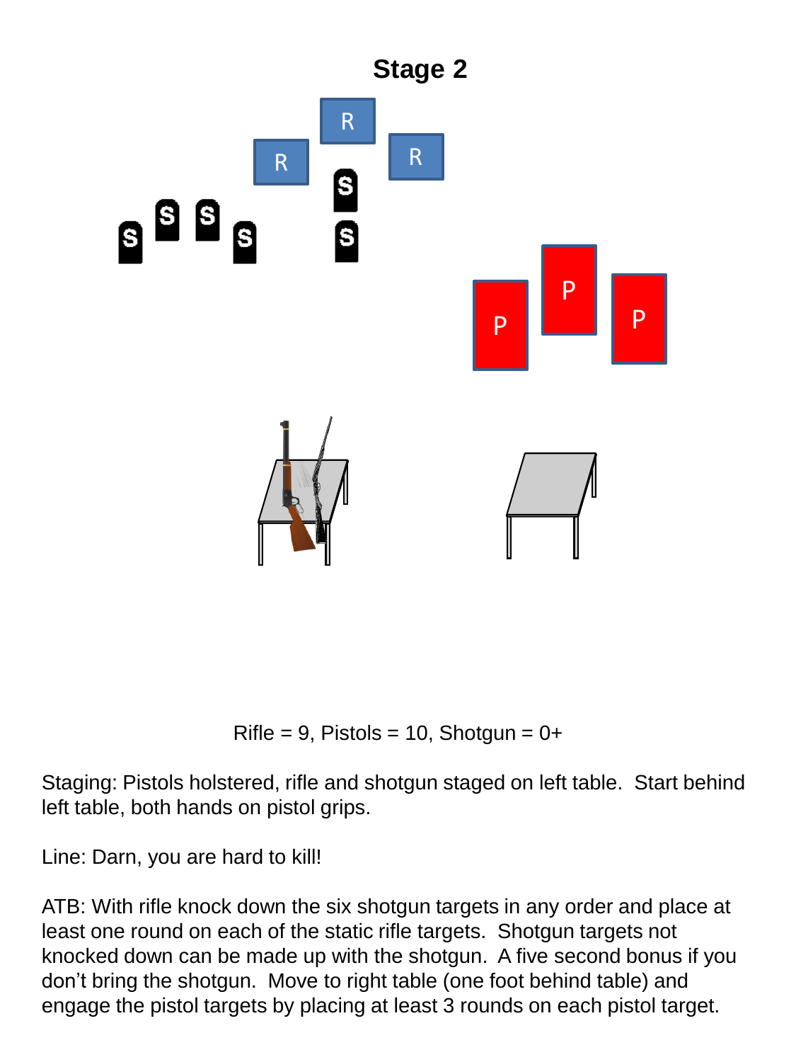# Stage 2

Rifle = 9, Pistols = 10, Shotgun = 0+

Staging: Pistols holstered, rifle and shotgun staged on left table. Start behind left table, both hands on pistol grips.

Line: Darn, you are hard to kill!

ATB: With rifle knock down the six shotgun targets in any order and place at least one round on each of the static rifle targets. Shotgun targets not knocked down can be made up with the shotgun. A five second bonus if you don't bring the shotgun. Move to right table (one foot behind table) and engage the pistol targets by placing at least 3 rounds on each pistol target.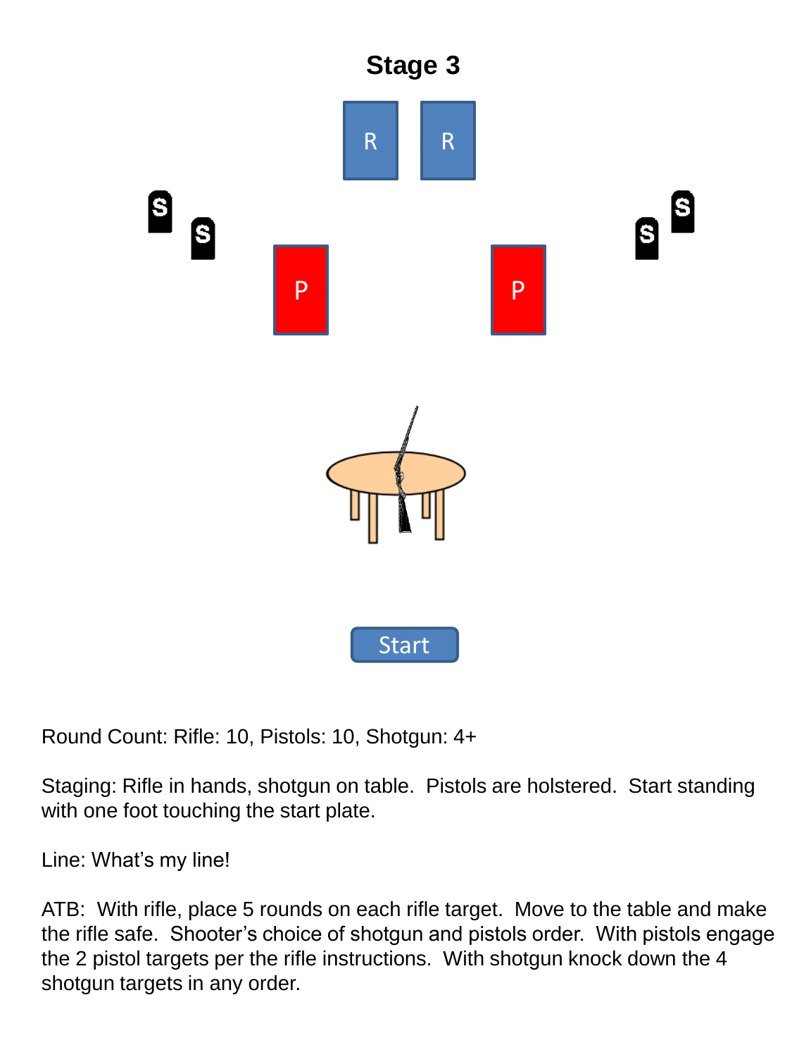# Stage 3

R R

S S P P S S

Start

Round Count: Rifle: 10, Pistols: 10, Shotgun: 4+

Staging: Rifle in hands, shotgun on table. Pistols are holstered. Start standing with one foot touching the start plate.

Line: What's my line!

ATB: With rifle, place 5 rounds on each rifle target. Move to the table and make the rifle safe. Shooter's choice of shotgun and pistols order. With pistols engage the 2 pistol targets per the rifle instructions. With shotgun knock down the 4 shotgun targets in any order.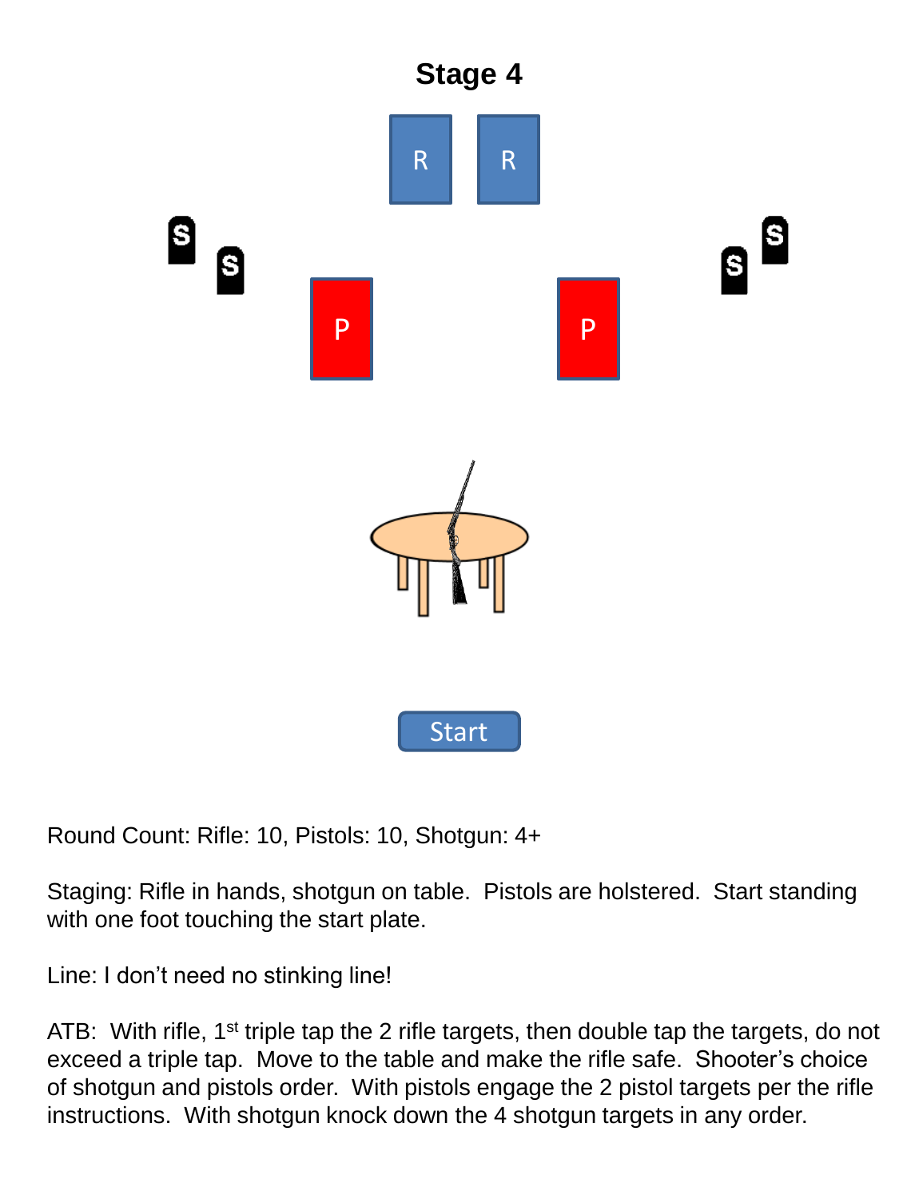# Stage 4

Round Count: Rifle: 10, Pistols: 10, Shotgun: 4+

Staging: Rifle in hands, shotgun on table. Pistols are holstered. Start standing with one foot touching the start plate.

Line: I don't need no stinking line!

ATB: With rifle, 1st triple tap the 2 rifle targets, then double tap the targets, do not exceed a triple tap. Move to the table and make the rifle safe. Shooter's choice of shotgun and pistols order. With pistols engage the 2 pistol targets per the rifle instructions. With shotgun knock down the 4 shotgun targets in any order.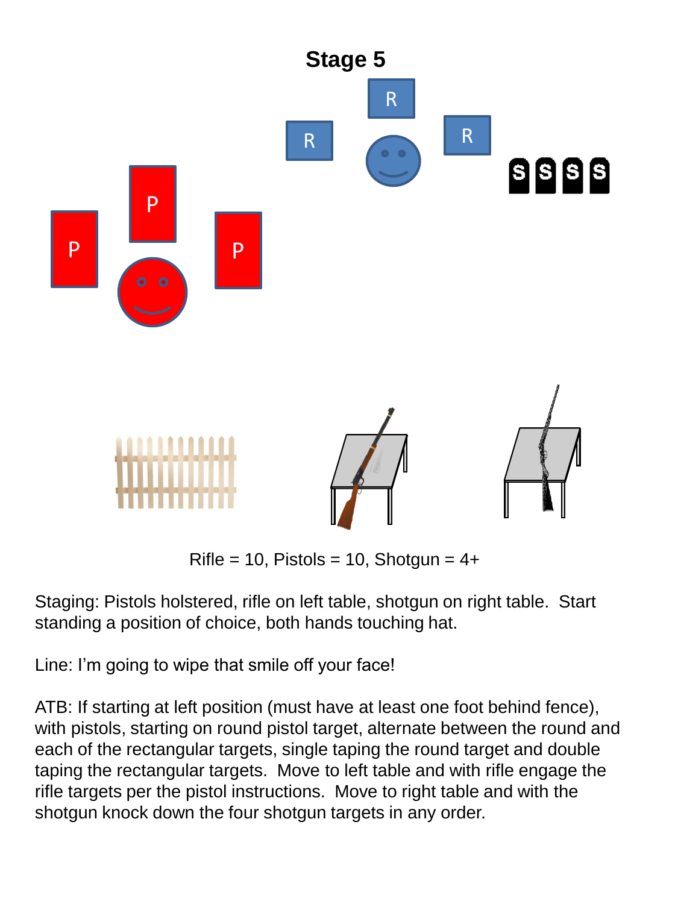# Stage 5

Rifle = 10, Pistols = 10, Shotgun = 4+

Staging: Pistols holstered, rifle on left table, shotgun on right table. Start standing a position of choice, both hands touching hat.

Line: I'm going to wipe that smile off your face!

ATB: If starting at left position (must have at least one foot behind fence), with pistols, starting on round pistol target, alternate between the round and each of the rectangular targets, single taping the round target and double taping the rectangular targets. Move to left table and with rifle engage the rifle targets per the pistol instructions. Move to right table and with the shotgun knock down the four shotgun targets in any order.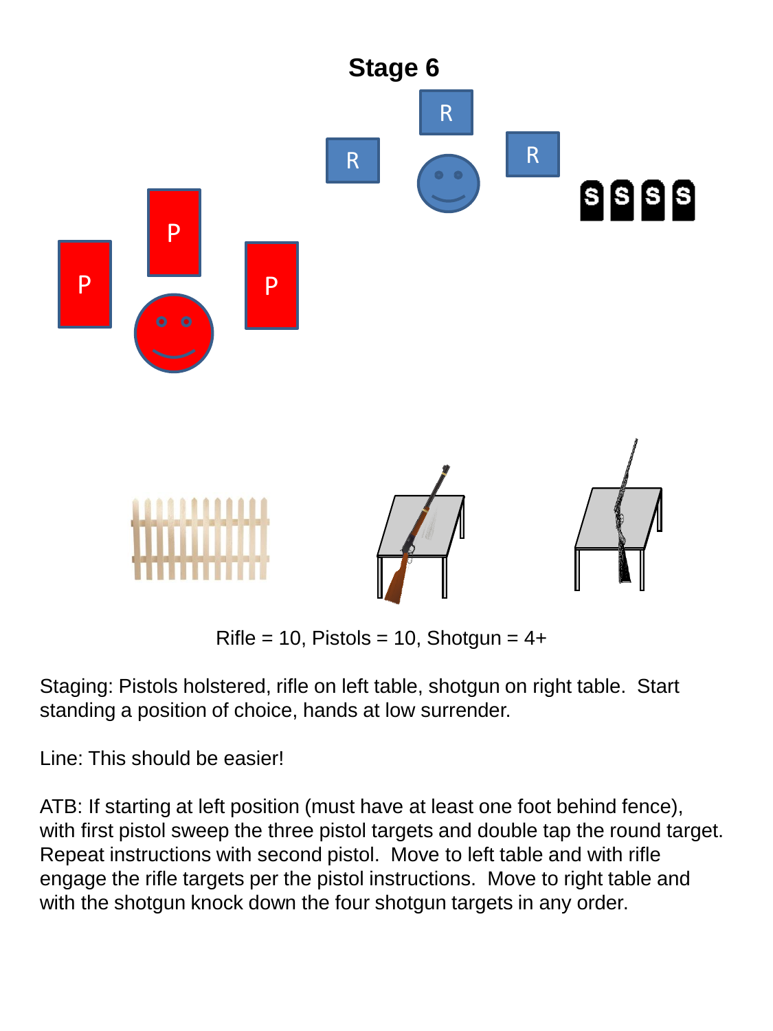# Stage 6

R

R

R

S S S S

P

P

P

Rifle = 10, Pistols = 10, Shotgun = 4+

Staging: Pistols holstered, rifle on left table, shotgun on right table. Start standing a position of choice, hands at low surrender.

Line: This should be easier!

ATB: If starting at left position (must have at least one foot behind fence), with first pistol sweep the three pistol targets and double tap the round target. Repeat instructions with second pistol. Move to left table and with rifle engage the rifle targets per the pistol instructions. Move to right table and with the shotgun knock down the four shotgun targets in any order.